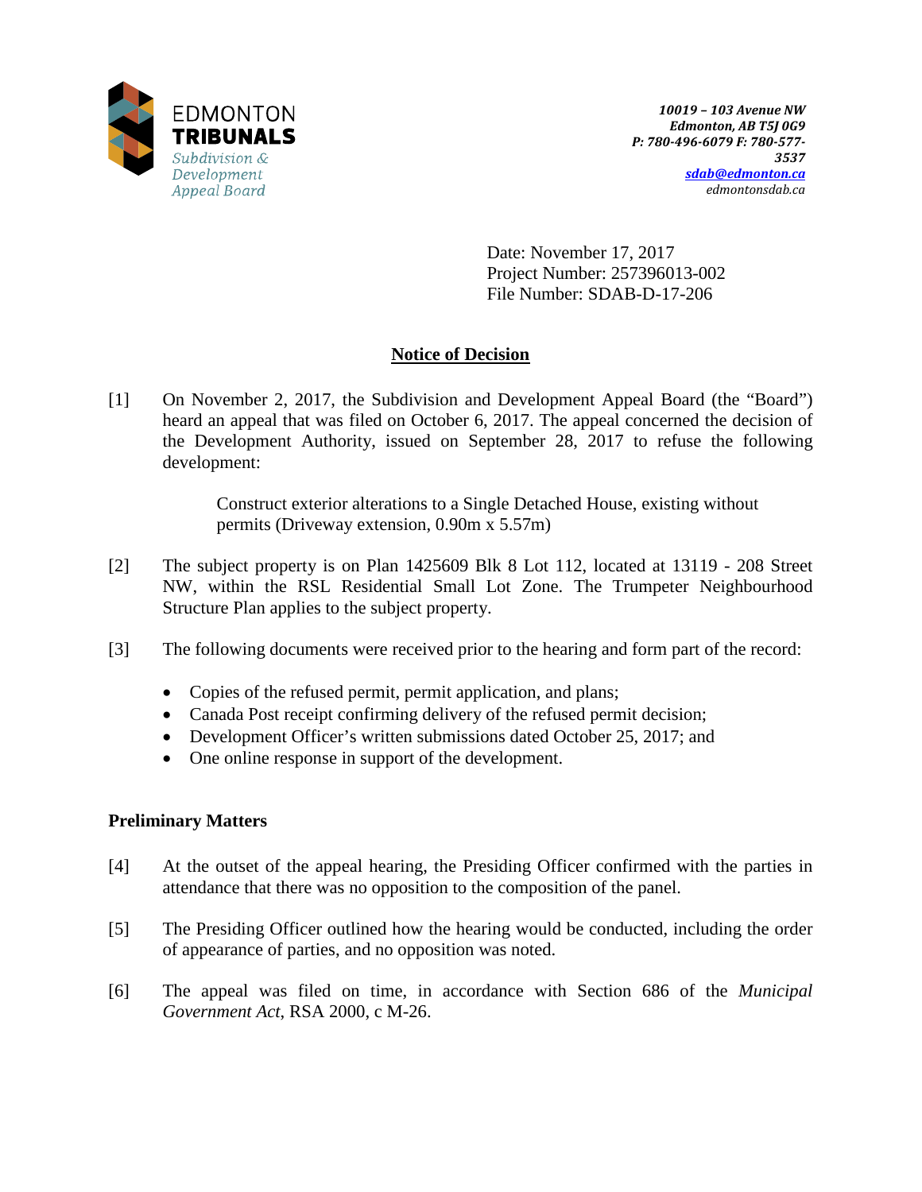EDMONTON **TRIBUNALS**
*Subdivision & Development Appeal Board*

***10019 – 103 Avenue NW***
***Edmonton, AB T5J 0G9***
***P: 780-496-6079 F: 780-577-3537***
***sdab@edmonton.ca***
*edmontonsdab.ca*

Date: November 17, 2017
Project Number: 257396013-002
File Number: SDAB-D-17-206

## Notice of Decision

[1] On November 2, 2017, the Subdivision and Development Appeal Board (the "Board") heard an appeal that was filed on October 6, 2017. The appeal concerned the decision of the Development Authority, issued on September 28, 2017 to refuse the following development:

> Construct exterior alterations to a Single Detached House, existing without permits (Driveway extension, 0.90m x 5.57m)

[2] The subject property is on Plan 1425609 Blk 8 Lot 112, located at 13119 - 208 Street NW, within the RSL Residential Small Lot Zone. The Trumpeter Neighbourhood Structure Plan applies to the subject property.

[3] The following documents were received prior to the hearing and form part of the record:

- Copies of the refused permit, permit application, and plans;
- Canada Post receipt confirming delivery of the refused permit decision;
- Development Officer's written submissions dated October 25, 2017; and
- One online response in support of the development.

### Preliminary Matters

[4] At the outset of the appeal hearing, the Presiding Officer confirmed with the parties in attendance that there was no opposition to the composition of the panel.

[5] The Presiding Officer outlined how the hearing would be conducted, including the order of appearance of parties, and no opposition was noted.

[6] The appeal was filed on time, in accordance with Section 686 of the *Municipal Government Act*, RSA 2000, c M-26.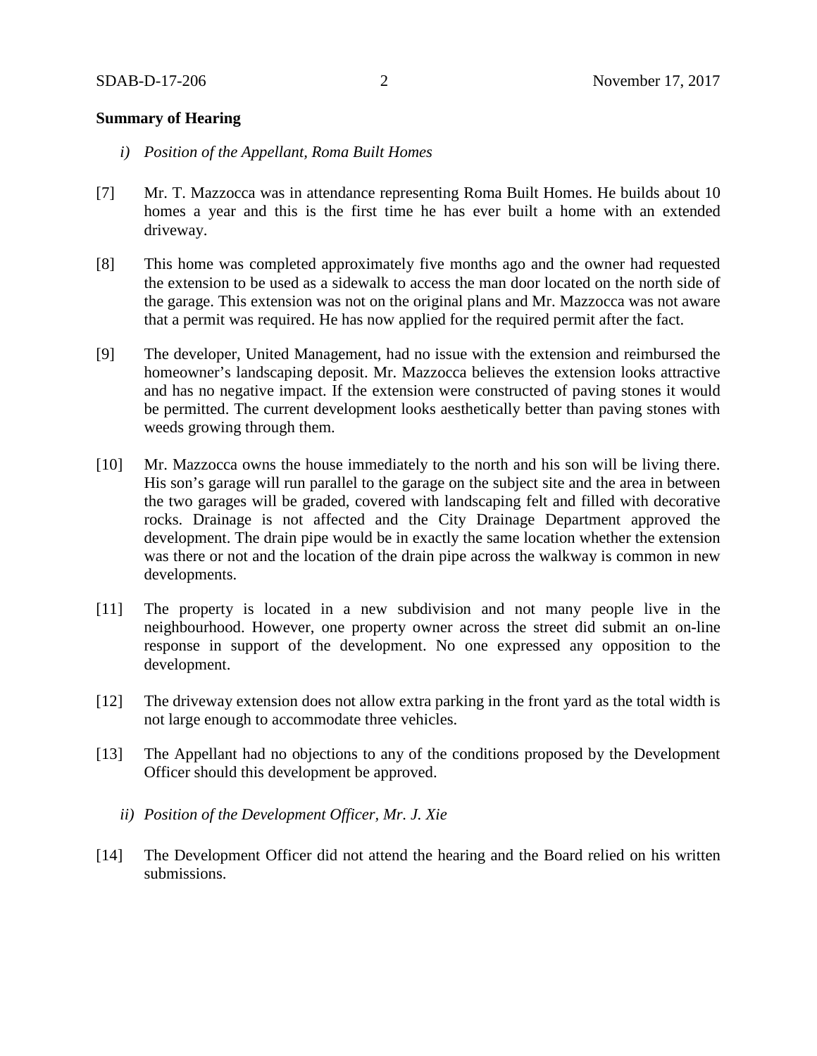**Summary of Hearing**

*i) Position of the Appellant, Roma Built Homes*

[7] Mr. T. Mazzocca was in attendance representing Roma Built Homes. He builds about 10 homes a year and this is the first time he has ever built a home with an extended driveway.

[8] This home was completed approximately five months ago and the owner had requested the extension to be used as a sidewalk to access the man door located on the north side of the garage. This extension was not on the original plans and Mr. Mazzocca was not aware that a permit was required. He has now applied for the required permit after the fact.

[9] The developer, United Management, had no issue with the extension and reimbursed the homeowner's landscaping deposit. Mr. Mazzocca believes the extension looks attractive and has no negative impact. If the extension were constructed of paving stones it would be permitted. The current development looks aesthetically better than paving stones with weeds growing through them.

[10] Mr. Mazzocca owns the house immediately to the north and his son will be living there. His son's garage will run parallel to the garage on the subject site and the area in between the two garages will be graded, covered with landscaping felt and filled with decorative rocks. Drainage is not affected and the City Drainage Department approved the development. The drain pipe would be in exactly the same location whether the extension was there or not and the location of the drain pipe across the walkway is common in new developments.

[11] The property is located in a new subdivision and not many people live in the neighbourhood. However, one property owner across the street did submit an on-line response in support of the development. No one expressed any opposition to the development.

[12] The driveway extension does not allow extra parking in the front yard as the total width is not large enough to accommodate three vehicles.

[13] The Appellant had no objections to any of the conditions proposed by the Development Officer should this development be approved.

*ii) Position of the Development Officer, Mr. J. Xie*

[14] The Development Officer did not attend the hearing and the Board relied on his written submissions.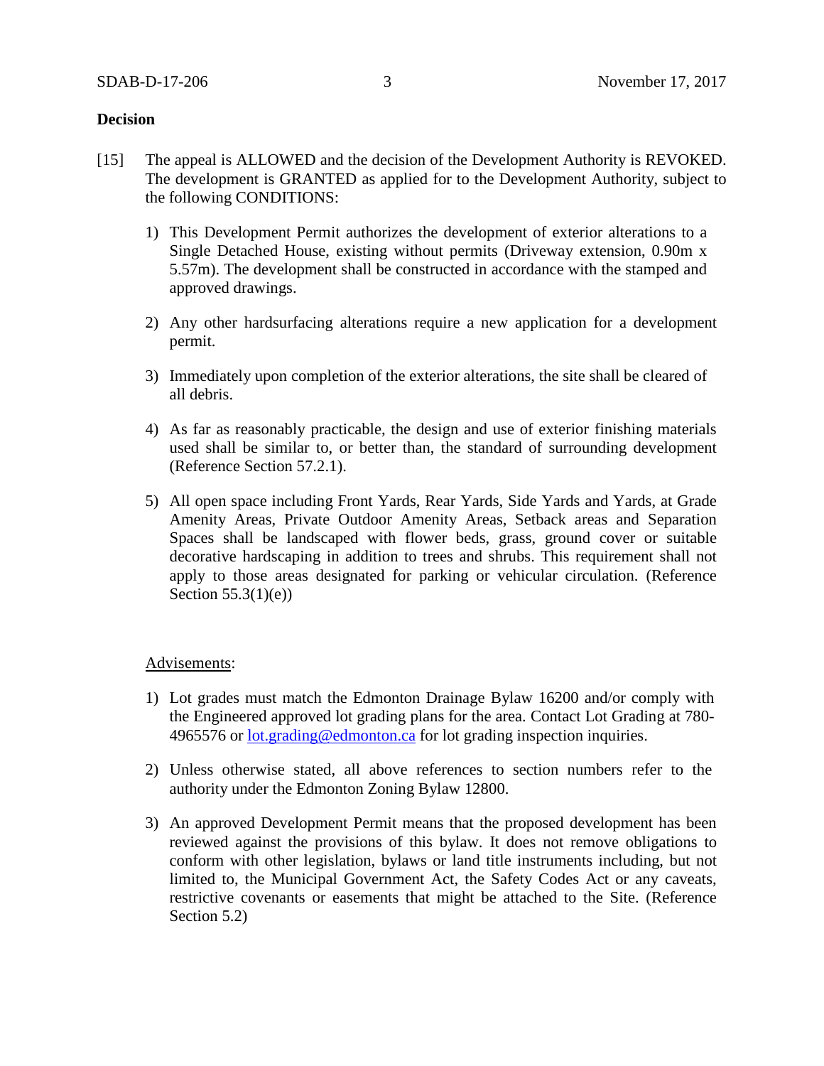**Decision**

[15] The appeal is ALLOWED and the decision of the Development Authority is REVOKED. The development is GRANTED as applied for to the Development Authority, subject to the following CONDITIONS:

1) This Development Permit authorizes the development of exterior alterations to a Single Detached House, existing without permits (Driveway extension, 0.90m x 5.57m). The development shall be constructed in accordance with the stamped and approved drawings.

2) Any other hardsurfacing alterations require a new application for a development permit.

3) Immediately upon completion of the exterior alterations, the site shall be cleared of all debris.

4) As far as reasonably practicable, the design and use of exterior finishing materials used shall be similar to, or better than, the standard of surrounding development (Reference Section 57.2.1).

5) All open space including Front Yards, Rear Yards, Side Yards and Yards, at Grade Amenity Areas, Private Outdoor Amenity Areas, Setback areas and Separation Spaces shall be landscaped with flower beds, grass, ground cover or suitable decorative hardscaping in addition to trees and shrubs. This requirement shall not apply to those areas designated for parking or vehicular circulation. (Reference Section 55.3(1)(e))

Advisements:

1) Lot grades must match the Edmonton Drainage Bylaw 16200 and/or comply with the Engineered approved lot grading plans for the area. Contact Lot Grading at 780-4965576 or lot.grading@edmonton.ca for lot grading inspection inquiries.

2) Unless otherwise stated, all above references to section numbers refer to the authority under the Edmonton Zoning Bylaw 12800.

3) An approved Development Permit means that the proposed development has been reviewed against the provisions of this bylaw. It does not remove obligations to conform with other legislation, bylaws or land title instruments including, but not limited to, the Municipal Government Act, the Safety Codes Act or any caveats, restrictive covenants or easements that might be attached to the Site. (Reference Section 5.2)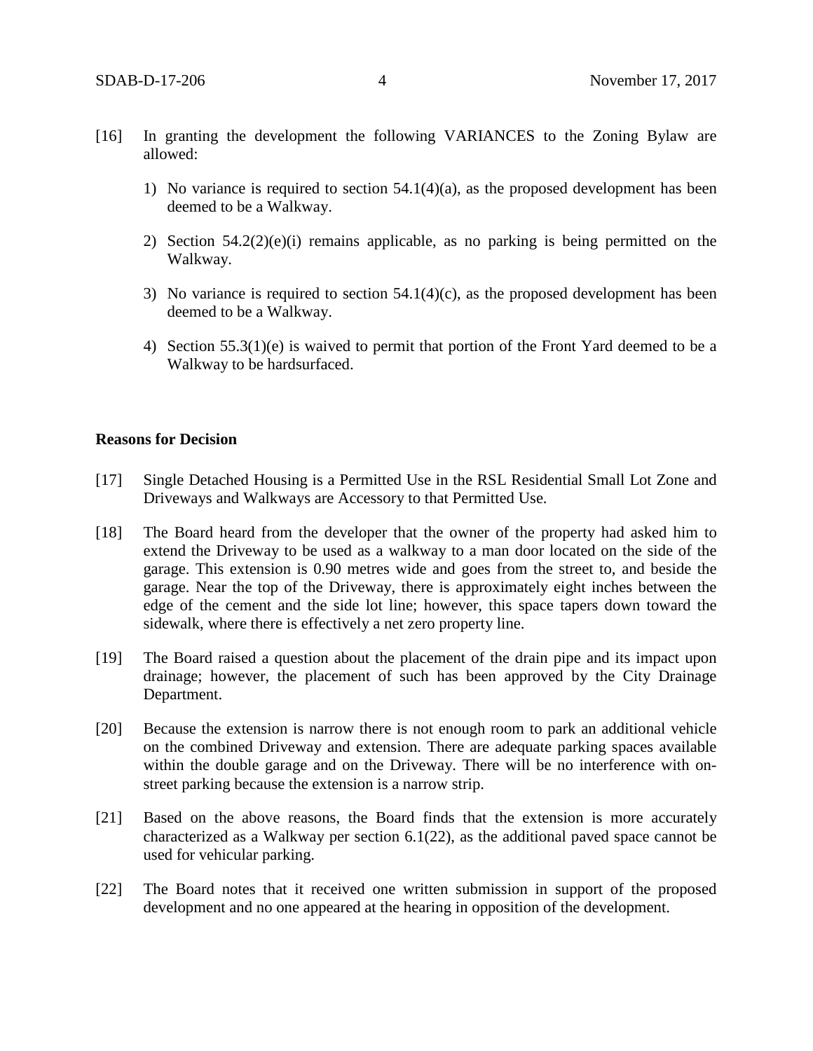[16] In granting the development the following VARIANCES to the Zoning Bylaw are allowed:

1) No variance is required to section 54.1(4)(a), as the proposed development has been deemed to be a Walkway.

2) Section 54.2(2)(e)(i) remains applicable, as no parking is being permitted on the Walkway.

3) No variance is required to section 54.1(4)(c), as the proposed development has been deemed to be a Walkway.

4) Section 55.3(1)(e) is waived to permit that portion of the Front Yard deemed to be a Walkway to be hardsurfaced.

**Reasons for Decision**

[17] Single Detached Housing is a Permitted Use in the RSL Residential Small Lot Zone and Driveways and Walkways are Accessory to that Permitted Use.

[18] The Board heard from the developer that the owner of the property had asked him to extend the Driveway to be used as a walkway to a man door located on the side of the garage. This extension is 0.90 metres wide and goes from the street to, and beside the garage. Near the top of the Driveway, there is approximately eight inches between the edge of the cement and the side lot line; however, this space tapers down toward the sidewalk, where there is effectively a net zero property line.

[19] The Board raised a question about the placement of the drain pipe and its impact upon drainage; however, the placement of such has been approved by the City Drainage Department.

[20] Because the extension is narrow there is not enough room to park an additional vehicle on the combined Driveway and extension. There are adequate parking spaces available within the double garage and on the Driveway. There will be no interference with on-street parking because the extension is a narrow strip.

[21] Based on the above reasons, the Board finds that the extension is more accurately characterized as a Walkway per section 6.1(22), as the additional paved space cannot be used for vehicular parking.

[22] The Board notes that it received one written submission in support of the proposed development and no one appeared at the hearing in opposition of the development.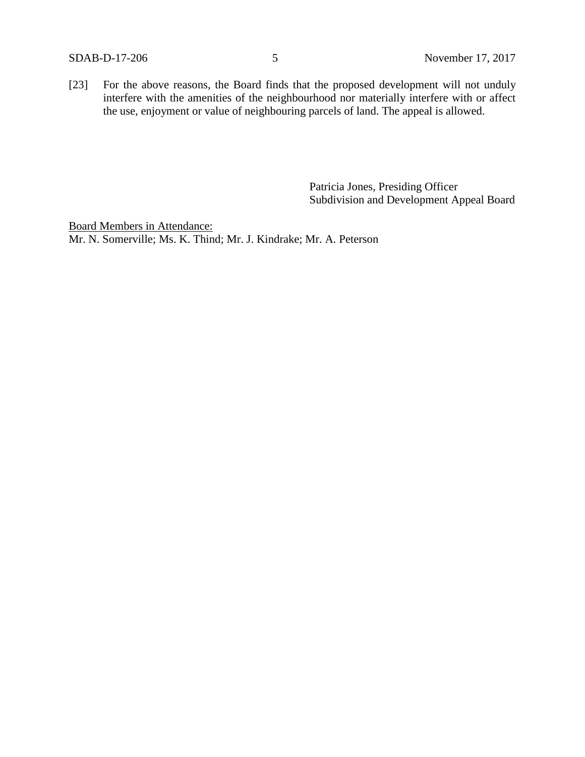[23] For the above reasons, the Board finds that the proposed development will not unduly interfere with the amenities of the neighbourhood nor materially interfere with or affect the use, enjoyment or value of neighbouring parcels of land. The appeal is allowed.

Patricia Jones, Presiding Officer
Subdivision and Development Appeal Board

Board Members in Attendance:
Mr. N. Somerville; Ms. K. Thind; Mr. J. Kindrake; Mr. A. Peterson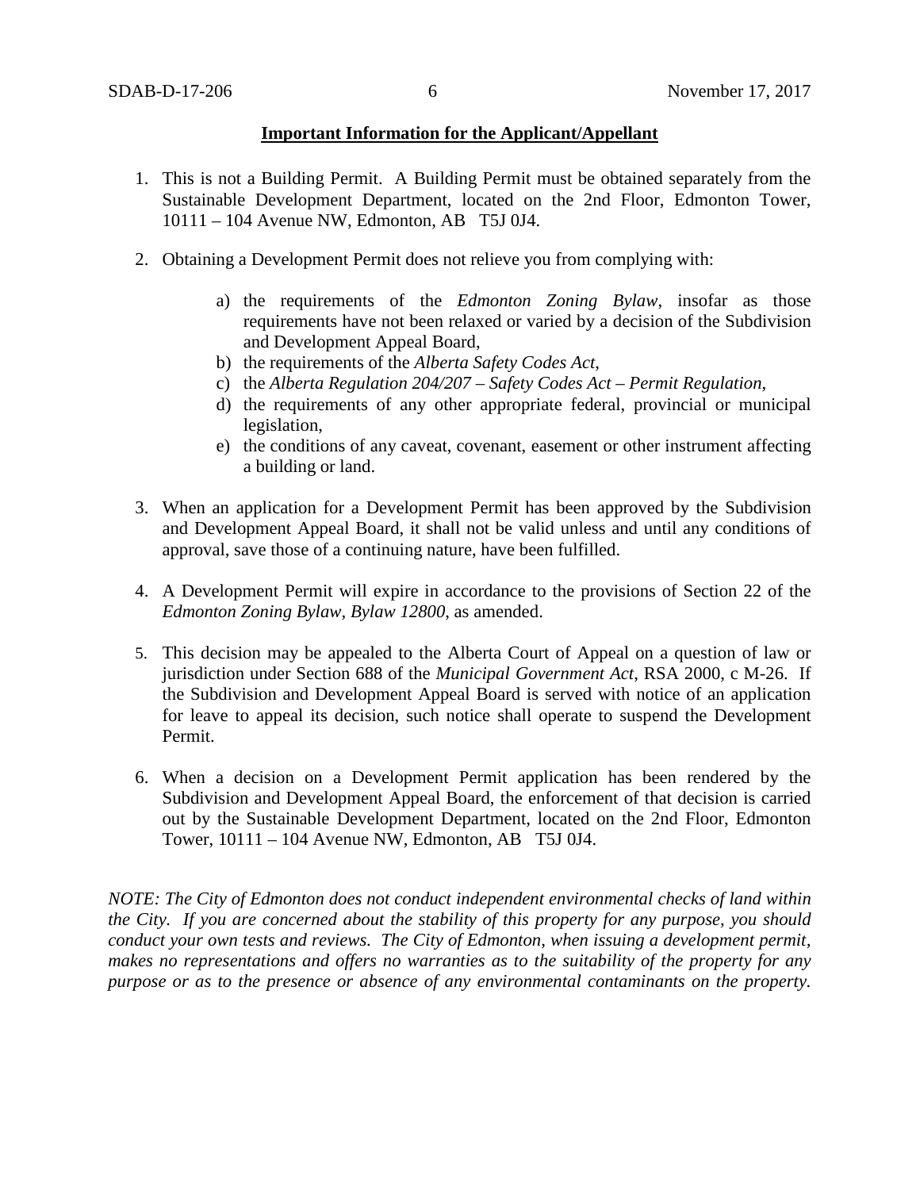**Important Information for the Applicant/Appellant**

1. This is not a Building Permit. A Building Permit must be obtained separately from the Sustainable Development Department, located on the 2nd Floor, Edmonton Tower, 10111 – 104 Avenue NW, Edmonton, AB T5J 0J4.

2. Obtaining a Development Permit does not relieve you from complying with:

   a) the requirements of the *Edmonton Zoning Bylaw*, insofar as those requirements have not been relaxed or varied by a decision of the Subdivision and Development Appeal Board,
   b) the requirements of the *Alberta Safety Codes Act*,
   c) the *Alberta Regulation 204/207 – Safety Codes Act – Permit Regulation*,
   d) the requirements of any other appropriate federal, provincial or municipal legislation,
   e) the conditions of any caveat, covenant, easement or other instrument affecting a building or land.

3. When an application for a Development Permit has been approved by the Subdivision and Development Appeal Board, it shall not be valid unless and until any conditions of approval, save those of a continuing nature, have been fulfilled.

4. A Development Permit will expire in accordance to the provisions of Section 22 of the *Edmonton Zoning Bylaw, Bylaw 12800*, as amended.

5. This decision may be appealed to the Alberta Court of Appeal on a question of law or jurisdiction under Section 688 of the *Municipal Government Act*, RSA 2000, c M-26. If the Subdivision and Development Appeal Board is served with notice of an application for leave to appeal its decision, such notice shall operate to suspend the Development Permit.

6. When a decision on a Development Permit application has been rendered by the Subdivision and Development Appeal Board, the enforcement of that decision is carried out by the Sustainable Development Department, located on the 2nd Floor, Edmonton Tower, 10111 – 104 Avenue NW, Edmonton, AB T5J 0J4.

*NOTE: The City of Edmonton does not conduct independent environmental checks of land within the City. If you are concerned about the stability of this property for any purpose, you should conduct your own tests and reviews. The City of Edmonton, when issuing a development permit, makes no representations and offers no warranties as to the suitability of the property for any purpose or as to the presence or absence of any environmental contaminants on the property.*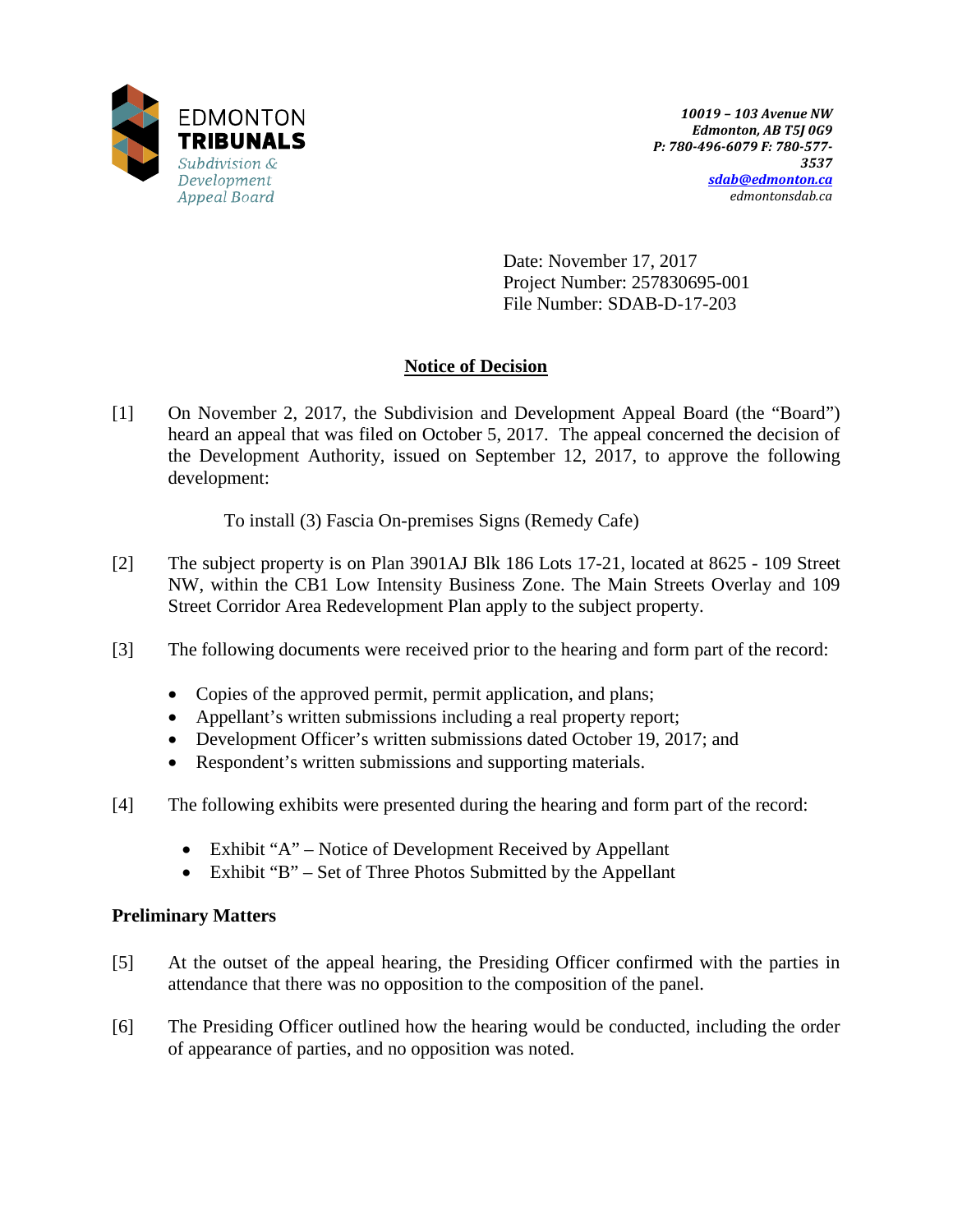EDMONTON
**TRIBUNALS**
*Subdivision & Development Appeal Board*

***10019 – 103 Avenue NW***
***Edmonton, AB T5J 0G9***
***P: 780-496-6079 F: 780-577-3537***
***sdab@edmonton.ca***
*edmontonsdab.ca*

Date: November 17, 2017
Project Number: 257830695-001
File Number: SDAB-D-17-203

## Notice of Decision

[1] On November 2, 2017, the Subdivision and Development Appeal Board (the "Board") heard an appeal that was filed on October 5, 2017. The appeal concerned the decision of the Development Authority, issued on September 12, 2017, to approve the following development:

To install (3) Fascia On-premises Signs (Remedy Cafe)

[2] The subject property is on Plan 3901AJ Blk 186 Lots 17-21, located at 8625 - 109 Street NW, within the CB1 Low Intensity Business Zone. The Main Streets Overlay and 109 Street Corridor Area Redevelopment Plan apply to the subject property.

[3] The following documents were received prior to the hearing and form part of the record:

- Copies of the approved permit, permit application, and plans;
- Appellant's written submissions including a real property report;
- Development Officer's written submissions dated October 19, 2017; and
- Respondent's written submissions and supporting materials.

[4] The following exhibits were presented during the hearing and form part of the record:

- Exhibit "A" – Notice of Development Received by Appellant
- Exhibit "B" – Set of Three Photos Submitted by the Appellant

### Preliminary Matters

[5] At the outset of the appeal hearing, the Presiding Officer confirmed with the parties in attendance that there was no opposition to the composition of the panel.

[6] The Presiding Officer outlined how the hearing would be conducted, including the order of appearance of parties, and no opposition was noted.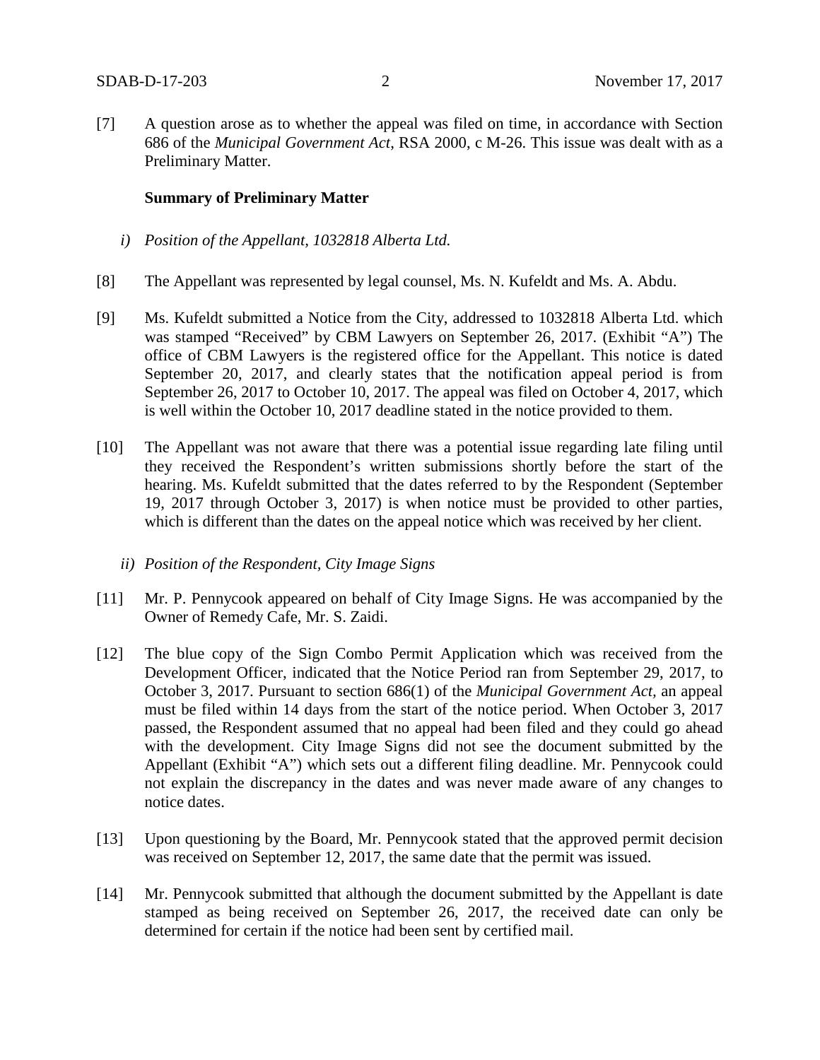[7] A question arose as to whether the appeal was filed on time, in accordance with Section 686 of the *Municipal Government Act*, RSA 2000, c M-26. This issue was dealt with as a Preliminary Matter.

**Summary of Preliminary Matter**

*i) Position of the Appellant, 1032818 Alberta Ltd.*

[8] The Appellant was represented by legal counsel, Ms. N. Kufeldt and Ms. A. Abdu.

[9] Ms. Kufeldt submitted a Notice from the City, addressed to 1032818 Alberta Ltd. which was stamped "Received" by CBM Lawyers on September 26, 2017. (Exhibit "A") The office of CBM Lawyers is the registered office for the Appellant. This notice is dated September 20, 2017, and clearly states that the notification appeal period is from September 26, 2017 to October 10, 2017. The appeal was filed on October 4, 2017, which is well within the October 10, 2017 deadline stated in the notice provided to them.

[10] The Appellant was not aware that there was a potential issue regarding late filing until they received the Respondent's written submissions shortly before the start of the hearing. Ms. Kufeldt submitted that the dates referred to by the Respondent (September 19, 2017 through October 3, 2017) is when notice must be provided to other parties, which is different than the dates on the appeal notice which was received by her client.

*ii) Position of the Respondent, City Image Signs*

[11] Mr. P. Pennycook appeared on behalf of City Image Signs. He was accompanied by the Owner of Remedy Cafe, Mr. S. Zaidi.

[12] The blue copy of the Sign Combo Permit Application which was received from the Development Officer, indicated that the Notice Period ran from September 29, 2017, to October 3, 2017. Pursuant to section 686(1) of the *Municipal Government Act*, an appeal must be filed within 14 days from the start of the notice period. When October 3, 2017 passed, the Respondent assumed that no appeal had been filed and they could go ahead with the development. City Image Signs did not see the document submitted by the Appellant (Exhibit "A") which sets out a different filing deadline. Mr. Pennycook could not explain the discrepancy in the dates and was never made aware of any changes to notice dates.

[13] Upon questioning by the Board, Mr. Pennycook stated that the approved permit decision was received on September 12, 2017, the same date that the permit was issued.

[14] Mr. Pennycook submitted that although the document submitted by the Appellant is date stamped as being received on September 26, 2017, the received date can only be determined for certain if the notice had been sent by certified mail.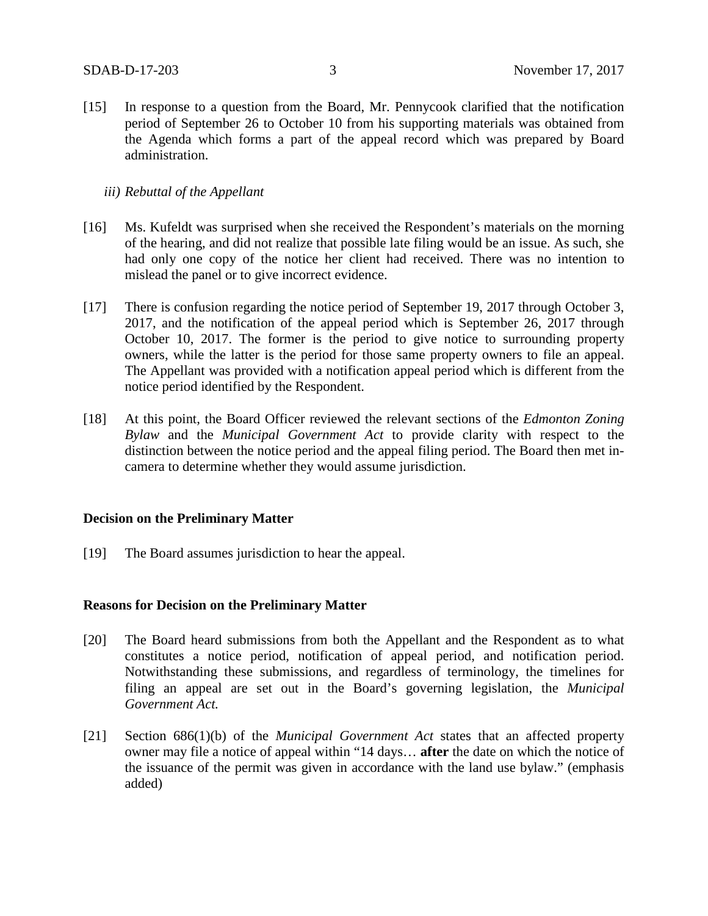[15] In response to a question from the Board, Mr. Pennycook clarified that the notification period of September 26 to October 10 from his supporting materials was obtained from the Agenda which forms a part of the appeal record which was prepared by Board administration.

*iii) Rebuttal of the Appellant*

[16] Ms. Kufeldt was surprised when she received the Respondent's materials on the morning of the hearing, and did not realize that possible late filing would be an issue. As such, she had only one copy of the notice her client had received. There was no intention to mislead the panel or to give incorrect evidence.

[17] There is confusion regarding the notice period of September 19, 2017 through October 3, 2017, and the notification of the appeal period which is September 26, 2017 through October 10, 2017. The former is the period to give notice to surrounding property owners, while the latter is the period for those same property owners to file an appeal. The Appellant was provided with a notification appeal period which is different from the notice period identified by the Respondent.

[18] At this point, the Board Officer reviewed the relevant sections of the *Edmonton Zoning Bylaw* and the *Municipal Government Act* to provide clarity with respect to the distinction between the notice period and the appeal filing period. The Board then met in-camera to determine whether they would assume jurisdiction.

**Decision on the Preliminary Matter**

[19] The Board assumes jurisdiction to hear the appeal.

**Reasons for Decision on the Preliminary Matter**

[20] The Board heard submissions from both the Appellant and the Respondent as to what constitutes a notice period, notification of appeal period, and notification period. Notwithstanding these submissions, and regardless of terminology, the timelines for filing an appeal are set out in the Board's governing legislation, the *Municipal Government Act.*

[21] Section 686(1)(b) of the *Municipal Government Act* states that an affected property owner may file a notice of appeal within "14 days… **after** the date on which the notice of the issuance of the permit was given in accordance with the land use bylaw." (emphasis added)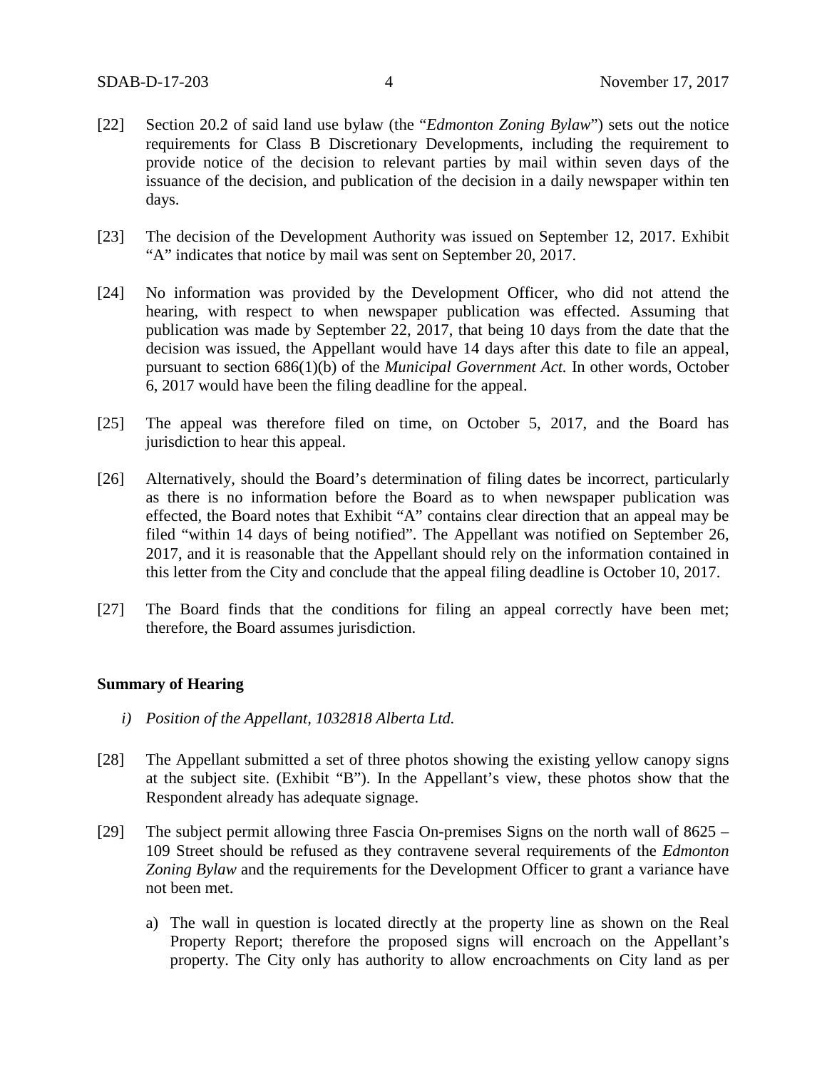[22] Section 20.2 of said land use bylaw (the "*Edmonton Zoning Bylaw*") sets out the notice requirements for Class B Discretionary Developments, including the requirement to provide notice of the decision to relevant parties by mail within seven days of the issuance of the decision, and publication of the decision in a daily newspaper within ten days.

[23] The decision of the Development Authority was issued on September 12, 2017. Exhibit "A" indicates that notice by mail was sent on September 20, 2017.

[24] No information was provided by the Development Officer, who did not attend the hearing, with respect to when newspaper publication was effected. Assuming that publication was made by September 22, 2017, that being 10 days from the date that the decision was issued, the Appellant would have 14 days after this date to file an appeal, pursuant to section 686(1)(b) of the *Municipal Government Act.* In other words, October 6, 2017 would have been the filing deadline for the appeal.

[25] The appeal was therefore filed on time, on October 5, 2017, and the Board has jurisdiction to hear this appeal.

[26] Alternatively, should the Board's determination of filing dates be incorrect, particularly as there is no information before the Board as to when newspaper publication was effected, the Board notes that Exhibit "A" contains clear direction that an appeal may be filed "within 14 days of being notified". The Appellant was notified on September 26, 2017, and it is reasonable that the Appellant should rely on the information contained in this letter from the City and conclude that the appeal filing deadline is October 10, 2017.

[27] The Board finds that the conditions for filing an appeal correctly have been met; therefore, the Board assumes jurisdiction.

**Summary of Hearing**

*i) Position of the Appellant, 1032818 Alberta Ltd.*

[28] The Appellant submitted a set of three photos showing the existing yellow canopy signs at the subject site. (Exhibit "B"). In the Appellant's view, these photos show that the Respondent already has adequate signage.

[29] The subject permit allowing three Fascia On-premises Signs on the north wall of 8625 – 109 Street should be refused as they contravene several requirements of the *Edmonton Zoning Bylaw* and the requirements for the Development Officer to grant a variance have not been met.

a) The wall in question is located directly at the property line as shown on the Real Property Report; therefore the proposed signs will encroach on the Appellant's property. The City only has authority to allow encroachments on City land as per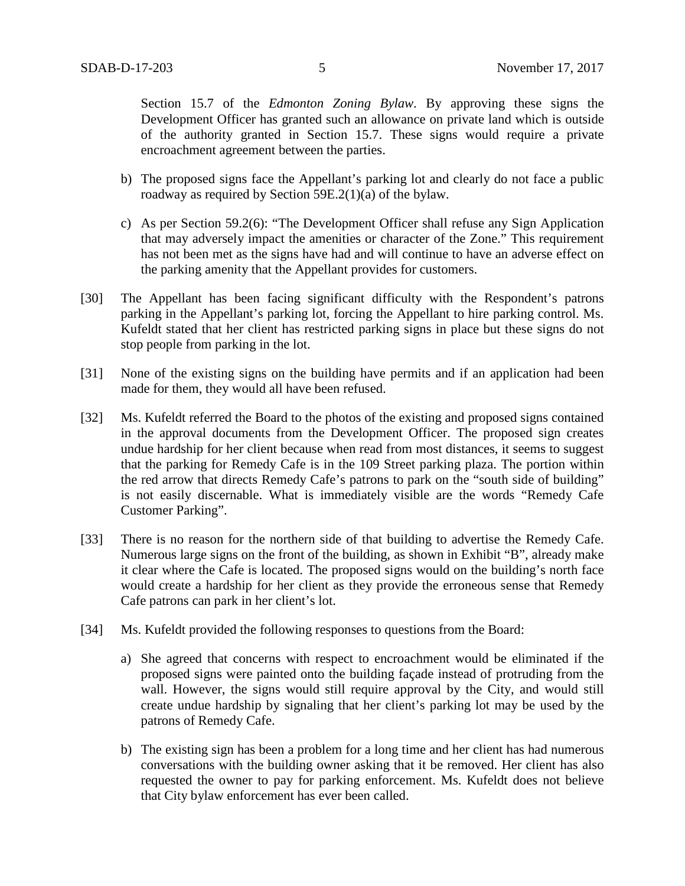Section 15.7 of the *Edmonton Zoning Bylaw*. By approving these signs the Development Officer has granted such an allowance on private land which is outside of the authority granted in Section 15.7. These signs would require a private encroachment agreement between the parties.

b) The proposed signs face the Appellant's parking lot and clearly do not face a public roadway as required by Section 59E.2(1)(a) of the bylaw.

c) As per Section 59.2(6): "The Development Officer shall refuse any Sign Application that may adversely impact the amenities or character of the Zone." This requirement has not been met as the signs have had and will continue to have an adverse effect on the parking amenity that the Appellant provides for customers.

[30] The Appellant has been facing significant difficulty with the Respondent's patrons parking in the Appellant's parking lot, forcing the Appellant to hire parking control. Ms. Kufeldt stated that her client has restricted parking signs in place but these signs do not stop people from parking in the lot.

[31] None of the existing signs on the building have permits and if an application had been made for them, they would all have been refused.

[32] Ms. Kufeldt referred the Board to the photos of the existing and proposed signs contained in the approval documents from the Development Officer. The proposed sign creates undue hardship for her client because when read from most distances, it seems to suggest that the parking for Remedy Cafe is in the 109 Street parking plaza. The portion within the red arrow that directs Remedy Cafe's patrons to park on the "south side of building" is not easily discernable. What is immediately visible are the words "Remedy Cafe Customer Parking".

[33] There is no reason for the northern side of that building to advertise the Remedy Cafe. Numerous large signs on the front of the building, as shown in Exhibit "B", already make it clear where the Cafe is located. The proposed signs would on the building's north face would create a hardship for her client as they provide the erroneous sense that Remedy Cafe patrons can park in her client's lot.

[34] Ms. Kufeldt provided the following responses to questions from the Board:

a) She agreed that concerns with respect to encroachment would be eliminated if the proposed signs were painted onto the building façade instead of protruding from the wall. However, the signs would still require approval by the City, and would still create undue hardship by signaling that her client's parking lot may be used by the patrons of Remedy Cafe.

b) The existing sign has been a problem for a long time and her client has had numerous conversations with the building owner asking that it be removed. Her client has also requested the owner to pay for parking enforcement. Ms. Kufeldt does not believe that City bylaw enforcement has ever been called.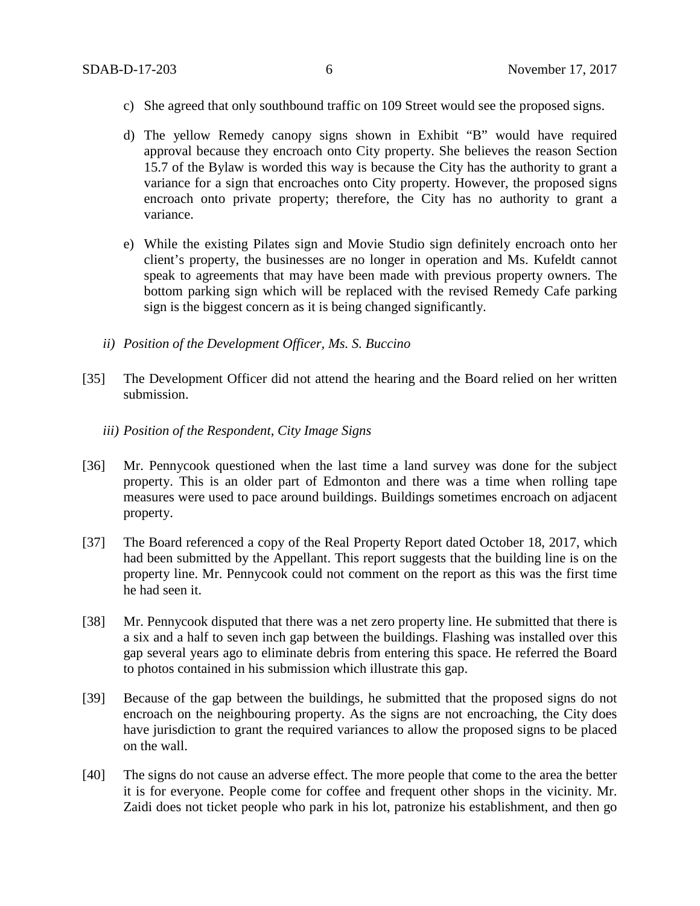c) She agreed that only southbound traffic on 109 Street would see the proposed signs.

d) The yellow Remedy canopy signs shown in Exhibit "B" would have required approval because they encroach onto City property. She believes the reason Section 15.7 of the Bylaw is worded this way is because the City has the authority to grant a variance for a sign that encroaches onto City property. However, the proposed signs encroach onto private property; therefore, the City has no authority to grant a variance.

e) While the existing Pilates sign and Movie Studio sign definitely encroach onto her client's property, the businesses are no longer in operation and Ms. Kufeldt cannot speak to agreements that may have been made with previous property owners. The bottom parking sign which will be replaced with the revised Remedy Cafe parking sign is the biggest concern as it is being changed significantly.

*ii) Position of the Development Officer, Ms. S. Buccino*

[35] The Development Officer did not attend the hearing and the Board relied on her written submission.

*iii) Position of the Respondent, City Image Signs*

[36] Mr. Pennycook questioned when the last time a land survey was done for the subject property. This is an older part of Edmonton and there was a time when rolling tape measures were used to pace around buildings. Buildings sometimes encroach on adjacent property.

[37] The Board referenced a copy of the Real Property Report dated October 18, 2017, which had been submitted by the Appellant. This report suggests that the building line is on the property line. Mr. Pennycook could not comment on the report as this was the first time he had seen it.

[38] Mr. Pennycook disputed that there was a net zero property line. He submitted that there is a six and a half to seven inch gap between the buildings. Flashing was installed over this gap several years ago to eliminate debris from entering this space. He referred the Board to photos contained in his submission which illustrate this gap.

[39] Because of the gap between the buildings, he submitted that the proposed signs do not encroach on the neighbouring property. As the signs are not encroaching, the City does have jurisdiction to grant the required variances to allow the proposed signs to be placed on the wall.

[40] The signs do not cause an adverse effect. The more people that come to the area the better it is for everyone. People come for coffee and frequent other shops in the vicinity. Mr. Zaidi does not ticket people who park in his lot, patronize his establishment, and then go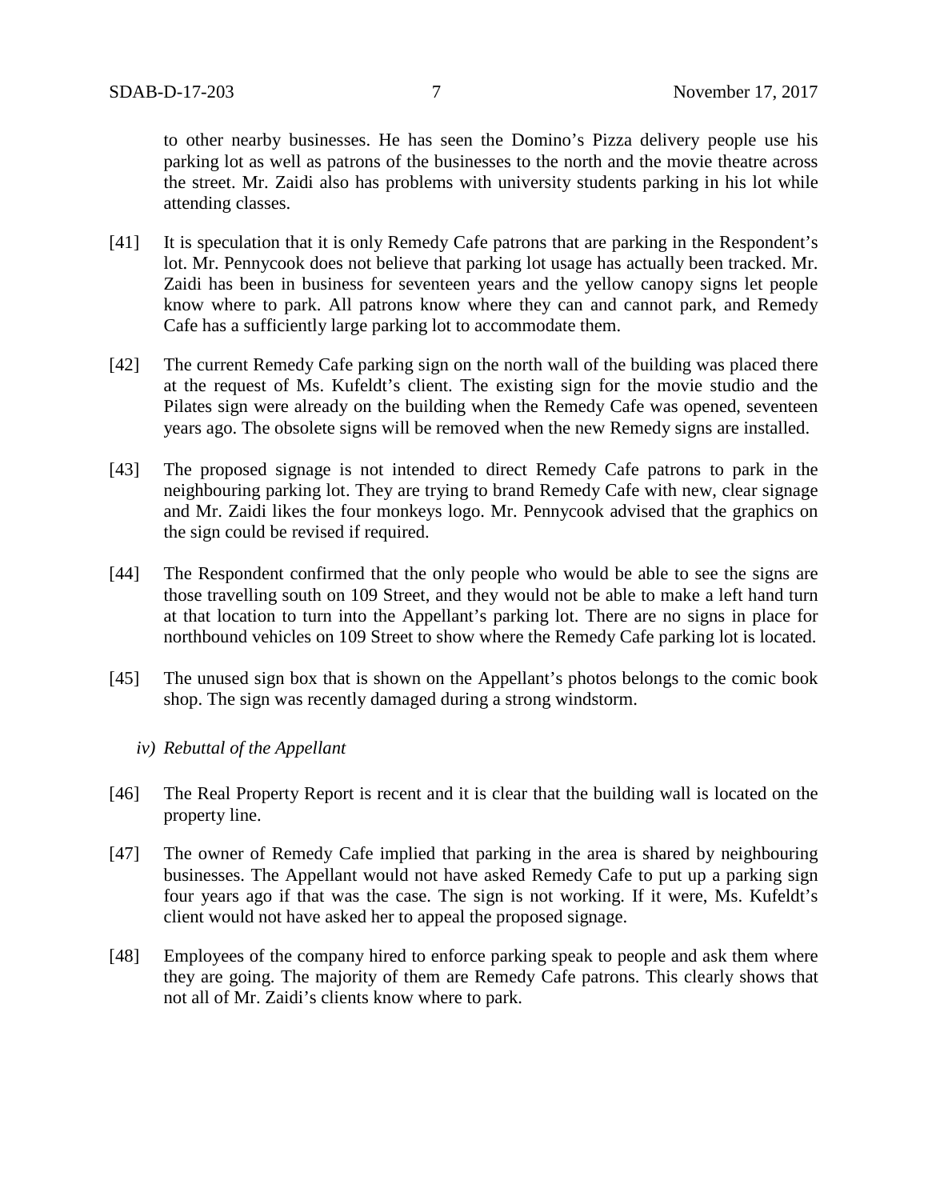to other nearby businesses. He has seen the Domino's Pizza delivery people use his parking lot as well as patrons of the businesses to the north and the movie theatre across the street. Mr. Zaidi also has problems with university students parking in his lot while attending classes.

[41] It is speculation that it is only Remedy Cafe patrons that are parking in the Respondent's lot. Mr. Pennycook does not believe that parking lot usage has actually been tracked. Mr. Zaidi has been in business for seventeen years and the yellow canopy signs let people know where to park. All patrons know where they can and cannot park, and Remedy Cafe has a sufficiently large parking lot to accommodate them.

[42] The current Remedy Cafe parking sign on the north wall of the building was placed there at the request of Ms. Kufeldt's client. The existing sign for the movie studio and the Pilates sign were already on the building when the Remedy Cafe was opened, seventeen years ago. The obsolete signs will be removed when the new Remedy signs are installed.

[43] The proposed signage is not intended to direct Remedy Cafe patrons to park in the neighbouring parking lot. They are trying to brand Remedy Cafe with new, clear signage and Mr. Zaidi likes the four monkeys logo. Mr. Pennycook advised that the graphics on the sign could be revised if required.

[44] The Respondent confirmed that the only people who would be able to see the signs are those travelling south on 109 Street, and they would not be able to make a left hand turn at that location to turn into the Appellant's parking lot. There are no signs in place for northbound vehicles on 109 Street to show where the Remedy Cafe parking lot is located.

[45] The unused sign box that is shown on the Appellant's photos belongs to the comic book shop. The sign was recently damaged during a strong windstorm.

*iv) Rebuttal of the Appellant*

[46] The Real Property Report is recent and it is clear that the building wall is located on the property line.

[47] The owner of Remedy Cafe implied that parking in the area is shared by neighbouring businesses. The Appellant would not have asked Remedy Cafe to put up a parking sign four years ago if that was the case. The sign is not working. If it were, Ms. Kufeldt's client would not have asked her to appeal the proposed signage.

[48] Employees of the company hired to enforce parking speak to people and ask them where they are going. The majority of them are Remedy Cafe patrons. This clearly shows that not all of Mr. Zaidi's clients know where to park.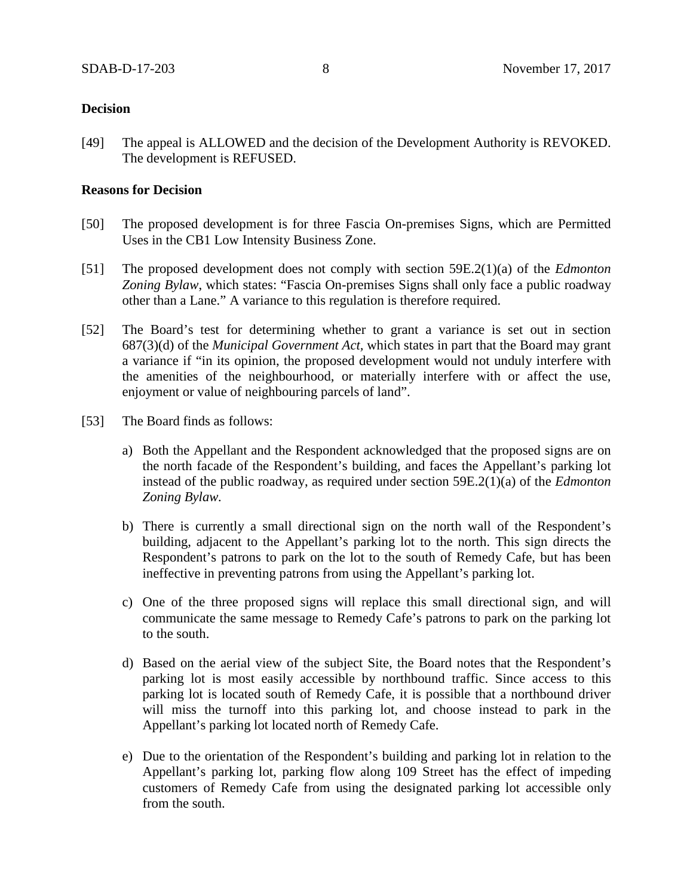**Decision**

[49] The appeal is ALLOWED and the decision of the Development Authority is REVOKED. The development is REFUSED.

**Reasons for Decision**

[50] The proposed development is for three Fascia On-premises Signs, which are Permitted Uses in the CB1 Low Intensity Business Zone.

[51] The proposed development does not comply with section 59E.2(1)(a) of the *Edmonton Zoning Bylaw*, which states: "Fascia On-premises Signs shall only face a public roadway other than a Lane." A variance to this regulation is therefore required.

[52] The Board's test for determining whether to grant a variance is set out in section 687(3)(d) of the *Municipal Government Act*, which states in part that the Board may grant a variance if "in its opinion, the proposed development would not unduly interfere with the amenities of the neighbourhood, or materially interfere with or affect the use, enjoyment or value of neighbouring parcels of land".

[53] The Board finds as follows:

a) Both the Appellant and the Respondent acknowledged that the proposed signs are on the north facade of the Respondent's building, and faces the Appellant's parking lot instead of the public roadway, as required under section 59E.2(1)(a) of the *Edmonton Zoning Bylaw*.

b) There is currently a small directional sign on the north wall of the Respondent's building, adjacent to the Appellant's parking lot to the north. This sign directs the Respondent's patrons to park on the lot to the south of Remedy Cafe, but has been ineffective in preventing patrons from using the Appellant's parking lot.

c) One of the three proposed signs will replace this small directional sign, and will communicate the same message to Remedy Cafe's patrons to park on the parking lot to the south.

d) Based on the aerial view of the subject Site, the Board notes that the Respondent's parking lot is most easily accessible by northbound traffic. Since access to this parking lot is located south of Remedy Cafe, it is possible that a northbound driver will miss the turnoff into this parking lot, and choose instead to park in the Appellant's parking lot located north of Remedy Cafe.

e) Due to the orientation of the Respondent's building and parking lot in relation to the Appellant's parking lot, parking flow along 109 Street has the effect of impeding customers of Remedy Cafe from using the designated parking lot accessible only from the south.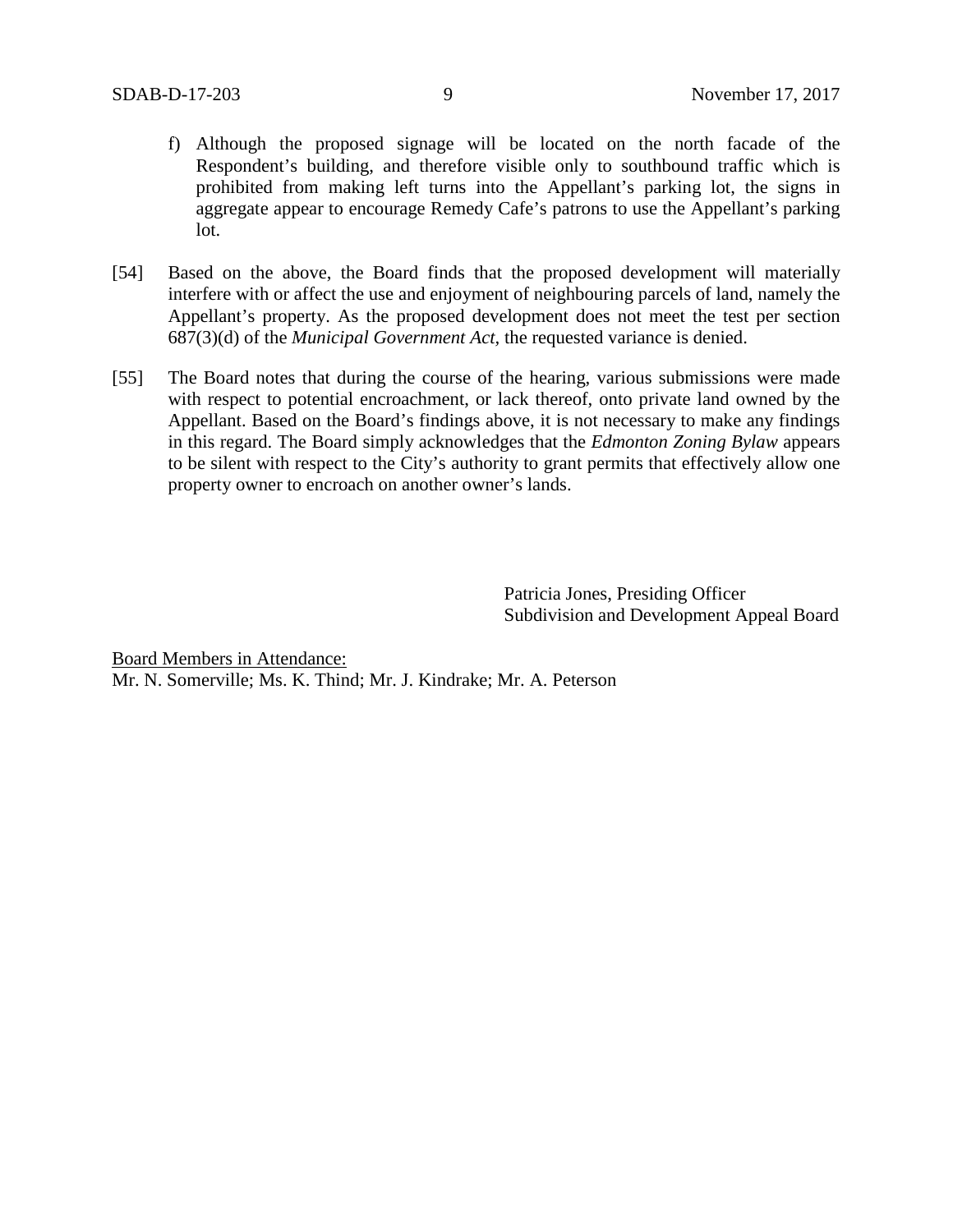f) Although the proposed signage will be located on the north facade of the Respondent's building, and therefore visible only to southbound traffic which is prohibited from making left turns into the Appellant's parking lot, the signs in aggregate appear to encourage Remedy Cafe's patrons to use the Appellant's parking lot.

[54] Based on the above, the Board finds that the proposed development will materially interfere with or affect the use and enjoyment of neighbouring parcels of land, namely the Appellant's property. As the proposed development does not meet the test per section 687(3)(d) of the *Municipal Government Act*, the requested variance is denied.

[55] The Board notes that during the course of the hearing, various submissions were made with respect to potential encroachment, or lack thereof, onto private land owned by the Appellant. Based on the Board's findings above, it is not necessary to make any findings in this regard. The Board simply acknowledges that the *Edmonton Zoning Bylaw* appears to be silent with respect to the City's authority to grant permits that effectively allow one property owner to encroach on another owner's lands.

Patricia Jones, Presiding Officer
Subdivision and Development Appeal Board

<u>Board Members in Attendance:</u>
Mr. N. Somerville; Ms. K. Thind; Mr. J. Kindrake; Mr. A. Peterson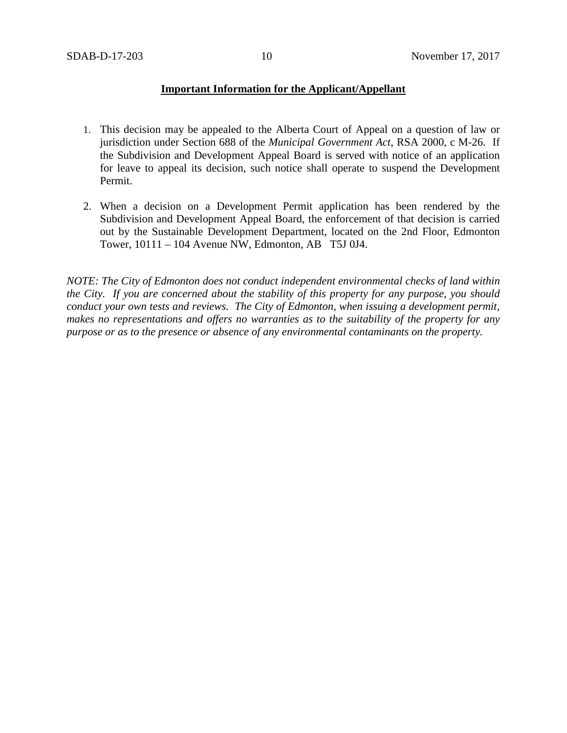**Important Information for the Applicant/Appellant**

1. This decision may be appealed to the Alberta Court of Appeal on a question of law or jurisdiction under Section 688 of the *Municipal Government Act*, RSA 2000, c M-26. If the Subdivision and Development Appeal Board is served with notice of an application for leave to appeal its decision, such notice shall operate to suspend the Development Permit.

2. When a decision on a Development Permit application has been rendered by the Subdivision and Development Appeal Board, the enforcement of that decision is carried out by the Sustainable Development Department, located on the 2nd Floor, Edmonton Tower, 10111 – 104 Avenue NW, Edmonton, AB T5J 0J4.

*NOTE: The City of Edmonton does not conduct independent environmental checks of land within the City. If you are concerned about the stability of this property for any purpose, you should conduct your own tests and reviews. The City of Edmonton, when issuing a development permit, makes no representations and offers no warranties as to the suitability of the property for any purpose or as to the presence or absence of any environmental contaminants on the property.*